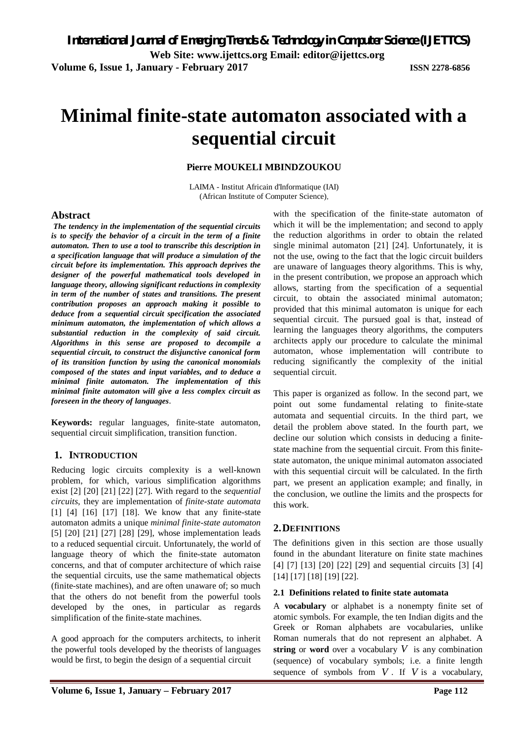# Minimal finite-state automaton associated with a sequential circuit

**Pierre MOUKELI MBINDZOUKOU**

LAIMA - Institut Africain d'Informatique (IAI)
(African Institute of Computer Science),

## Abstract

***The tendency in the implementation of the sequential circuits is to specify the behavior of a circuit in the term of a finite automaton. Then to use a tool to transcribe this description in a specification language that will produce a simulation of the circuit before its implementation. This approach deprives the designer of the powerful mathematical tools developed in language theory, allowing significant reductions in complexity in term of the number of states and transitions. The present contribution proposes an approach making it possible to deduce from a sequential circuit specification the associated minimum automaton, the implementation of which allows a substantial reduction in the complexity of said circuit. Algorithms in this sense are proposed to decompile a sequential circuit, to construct the disjunctive canonical form of its transition function by using the canonical monomials composed of the states and input variables, and to deduce a minimal finite automaton. The implementation of this minimal finite automaton will give a less complex circuit as foreseen in the theory of languages.***

**Keywords:** regular languages, finite-state automaton, sequential circuit simplification, transition function.

## 1. INTRODUCTION

Reducing logic circuits complexity is a well-known problem, for which, various simplification algorithms exist [2] [20] [21] [22] [27]. With regard to the *sequential circuits*, they are implementation of *finite-state automata* [1] [4] [16] [17] [18]. We know that any finite-state automaton admits a unique *minimal finite-state automaton* [5] [20] [21] [27] [28] [29], whose implementation leads to a reduced sequential circuit. Unfortunately, the world of language theory of which the finite-state automaton concerns, and that of computer architecture of which raise the sequential circuits, use the same mathematical objects (finite-state machines), and are often unaware of; so much that the others do not benefit from the powerful tools developed by the ones, in particular as regards simplification of the finite-state machines.

A good approach for the computers architects, to inherit the powerful tools developed by the theorists of languages would be first, to begin the design of a sequential circuit with the specification of the finite-state automaton of which it will be the implementation; and second to apply the reduction algorithms in order to obtain the related single minimal automaton [21] [24]. Unfortunately, it is not the use, owing to the fact that the logic circuit builders are unaware of languages theory algorithms. This is why, in the present contribution, we propose an approach which allows, starting from the specification of a sequential circuit, to obtain the associated minimal automaton; provided that this minimal automaton is unique for each sequential circuit. The pursued goal is that, instead of learning the languages theory algorithms, the computers architects apply our procedure to calculate the minimal automaton, whose implementation will contribute to reducing significantly the complexity of the initial sequential circuit.

This paper is organized as follow. In the second part, we point out some fundamental relating to finite-state automata and sequential circuits. In the third part, we detail the problem above stated. In the fourth part, we decline our solution which consists in deducing a finite-state machine from the sequential circuit. From this finite-state automaton, the unique minimal automaton associated with this sequential circuit will be calculated. In the firth part, we present an application example; and finally, in the conclusion, we outline the limits and the prospects for this work.

## 2. DEFINITIONS

The definitions given in this section are those usually found in the abundant literature on finite state machines [4] [7] [13] [20] [22] [29] and sequential circuits [3] [4] [14] [17] [18] [19] [22].

### 2.1 Definitions related to finite state automata

A **vocabulary** or alphabet is a nonempty finite set of atomic symbols. For example, the ten Indian digits and the Greek or Roman alphabets are vocabularies, unlike Roman numerals that do not represent an alphabet. A **string** or **word** over a vocabulary $V$ is any combination (sequence) of vocabulary symbols; i.e. a finite length sequence of symbols from $V$. If $V$ is a vocabulary,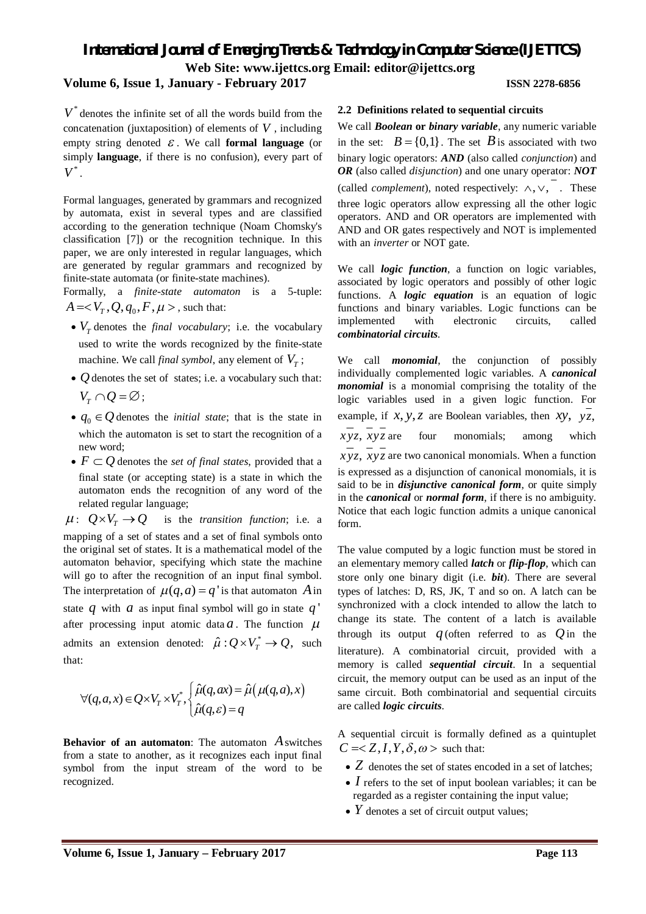$V^*$ denotes the infinite set of all the words build from the concatenation (juxtaposition) of elements of $V$, including empty string denoted $\varepsilon$. We call **formal language** (or simply **language**, if there is no confusion), every part of $V^*$.

Formal languages, generated by grammars and recognized by automata, exist in several types and are classified according to the generation technique (Noam Chomsky's classification [7]) or the recognition technique. In this paper, we are only interested in regular languages, which are generated by regular grammars and recognized by finite-state automata (or finite-state machines).

Formally, a *finite-state automaton* is a 5-tuple: $A = < V_T, Q, q_0, F, \mu >$, such that:

- $V_T$ denotes the *final vocabulary*; i.e. the vocabulary used to write the words recognized by the finite-state machine. We call *final symbol*, any element of $V_T$;
- $Q$ denotes the set of states; i.e. a vocabulary such that: $V_T \cap Q = \varnothing$;
- $q_0 \in Q$ denotes the *initial state*; that is the state in which the automaton is set to start the recognition of a new word;
- $F \subset Q$ denotes the *set of final states*, provided that a final state (or accepting state) is a state in which the automaton ends the recognition of any word of the related regular language;

$\mu$: $Q \times V_T \rightarrow Q$ is the *transition function*; i.e. a mapping of a set of states and a set of final symbols onto the original set of states. It is a mathematical model of the automaton behavior, specifying which state the machine will go to after the recognition of an input final symbol. The interpretation of $\mu(q,a) = q'$ is that automaton $A$ in state $q$ with $a$ as input final symbol will go in state $q'$ after processing input atomic data $a$. The function $\mu$ admits an extension denoted: $\hat{\mu} : Q \times V_T^* \rightarrow Q$, such that:

$$\forall (q,a,x) \in Q \times V_T \times V_T^*, \begin{cases} \hat{\mu}(q,ax) = \hat{\mu}\left(\mu(q,a),x\right) \\ \hat{\mu}(q,\varepsilon) = q \end{cases}$$

**Behavior of an automaton**: The automaton $A$ switches from a state to another, as it recognizes each input final symbol from the input stream of the word to be recognized.

### 2.2 Definitions related to sequential circuits

We call ***Boolean* or *binary variable***, any numeric variable in the set: $B = \{0,1\}$. The set $B$ is associated with two binary logic operators: ***AND*** (also called *conjunction*) and ***OR*** (also called *disjunction*) and one unary operator: ***NOT*** (called *complement*), noted respectively: $\wedge, \vee, \overline{\phantom{x}}$. These three logic operators allow expressing all the other logic operators. AND and OR operators are implemented with AND and OR gates respectively and NOT is implemented with an *inverter* or NOT gate.

We call ***logic function***, a function on logic variables, associated by logic operators and possibly of other logic functions. A ***logic equation*** is an equation of logic functions and binary variables. Logic functions can be implemented with electronic circuits, called ***combinatorial circuits***.

We call ***monomial***, the conjunction of possibly individually complemented logic variables. A ***canonical monomial*** is a monomial comprising the totality of the logic variables used in a given logic function. For example, if $x, y, z$ are Boolean variables, then $xy$, $y\overline{z}$, $\overline{x}yz$, $\overline{x}y\overline{z}$ are four monomials; among which $\overline{x}yz$, $\overline{x}y\overline{z}$ are two canonical monomials. When a function is expressed as a disjunction of canonical monomials, it is said to be in ***disjunctive canonical form***, or quite simply in the ***canonical*** or ***normal form***, if there is no ambiguity. Notice that each logic function admits a unique canonical form.

The value computed by a logic function must be stored in an elementary memory called ***latch*** or ***flip-flop***, which can store only one binary digit (i.e. ***bit***). There are several types of latches: D, RS, JK, T and so on. A latch can be synchronized with a clock intended to allow the latch to change its state. The content of a latch is available through its output $q$ (often referred to as $Q$ in the literature). A combinatorial circuit, provided with a memory is called ***sequential circuit***. In a sequential circuit, the memory output can be used as an input of the same circuit. Both combinatorial and sequential circuits are called ***logic circuits***.

A sequential circuit is formally defined as a quintuplet $C = < Z, I, Y, \delta, \omega >$ such that:

- $Z$ denotes the set of states encoded in a set of latches;
- $I$ refers to the set of input boolean variables; it can be regarded as a register containing the input value;
- $Y$ denotes a set of circuit output values;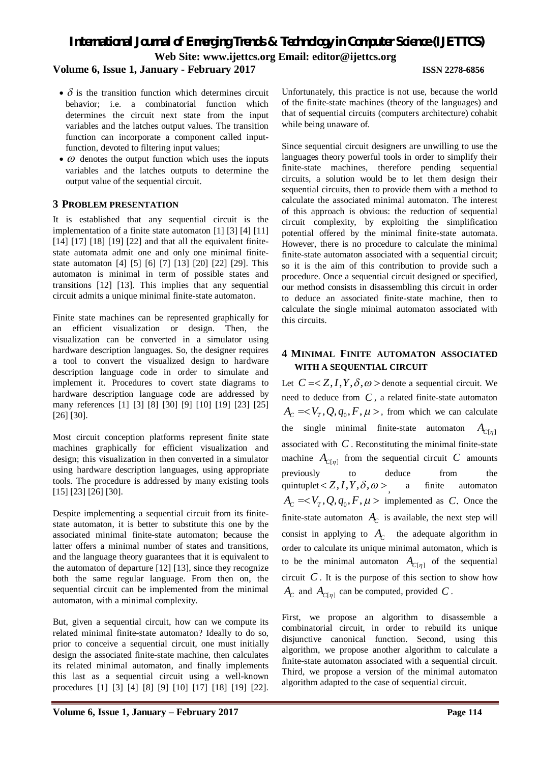- $\delta$ is the transition function which determines circuit behavior; i.e. a combinatorial function which determines the circuit next state from the input variables and the latches output values. The transition function can incorporate a component called input-function, devoted to filtering input values;
- $\omega$ denotes the output function which uses the inputs variables and the latches outputs to determine the output value of the sequential circuit.

## 3 Problem Presentation

It is established that any sequential circuit is the implementation of a finite state automaton [1] [3] [4] [11] [14] [17] [18] [19] [22] and that all the equivalent finite-state automata admit one and only one minimal finite-state automaton [4] [5] [6] [7] [13] [20] [22] [29]. This automaton is minimal in term of possible states and transitions [12] [13]. This implies that any sequential circuit admits a unique minimal finite-state automaton.

Finite state machines can be represented graphically for an efficient visualization or design. Then, the visualization can be converted in a simulator using hardware description languages. So, the designer requires a tool to convert the visualized design to hardware description language code in order to simulate and implement it. Procedures to covert state diagrams to hardware description language code are addressed by many references [1] [3] [8] [30] [9] [10] [19] [23] [25] [26] [30].

Most circuit conception platforms represent finite state machines graphically for efficient visualization and design; this visualization in then converted in a simulator using hardware description languages, using appropriate tools. The procedure is addressed by many existing tools [15] [23] [26] [30].

Despite implementing a sequential circuit from its finite-state automaton, it is better to substitute this one by the associated minimal finite-state automaton; because the latter offers a minimal number of states and transitions, and the language theory guarantees that it is equivalent to the automaton of departure [12] [13], since they recognize both the same regular language. From then on, the sequential circuit can be implemented from the minimal automaton, with a minimal complexity.

But, given a sequential circuit, how can we compute its related minimal finite-state automaton? Ideally to do so, prior to conceive a sequential circuit, one must initially design the associated finite-state machine, then calculates its related minimal automaton, and finally implements this last as a sequential circuit using a well-known procedures [1] [3] [4] [8] [9] [10] [17] [18] [19] [22]. Unfortunately, this practice is not use, because the world of the finite-state machines (theory of the languages) and that of sequential circuits (computers architecture) cohabit while being unaware of.

Since sequential circuit designers are unwilling to use the languages theory powerful tools in order to simplify their finite-state machines, therefore pending sequential circuits, a solution would be to let them design their sequential circuits, then to provide them with a method to calculate the associated minimal automaton. The interest of this approach is obvious: the reduction of sequential circuit complexity, by exploiting the simplification potential offered by the minimal finite-state automata. However, there is no procedure to calculate the minimal finite-state automaton associated with a sequential circuit; so it is the aim of this contribution to provide such a procedure. Once a sequential circuit designed or specified, our method consists in disassembling this circuit in order to deduce an associated finite-state machine, then to calculate the single minimal automaton associated with this circuits.

## 4 Minimal Finite Automaton Associated with a Sequential Circuit

Let $C = <Z, I, Y, \delta, \omega>$ denote a sequential circuit. We need to deduce from $C$, a related finite-state automaton $A_C = <V_T, Q, q_0, F, \mu>$, from which we can calculate the single minimal finite-state automaton $A_{C[\eta]}$ associated with $C$. Reconstituting the minimal finite-state machine $A_{C[\eta]}$ from the sequential circuit $C$ amounts previously to deduce from the quintuplet $< Z, I, Y, \delta, \omega >$, a finite automaton $A_C = <V_T, Q, q_0, F, \mu>$ implemented as $C$. Once the finite-state automaton $A_C$ is available, the next step will consist in applying to $A_C$ the adequate algorithm in order to calculate its unique minimal automaton, which is to be the minimal automaton $A_{C[\eta]}$ of the sequential circuit $C$. It is the purpose of this section to show how $A_C$ and $A_{C[\eta]}$ can be computed, provided $C$.

First, we propose an algorithm to disassemble a combinatorial circuit, in order to rebuild its unique disjunctive canonical function. Second, using this algorithm, we propose another algorithm to calculate a finite-state automaton associated with a sequential circuit. Third, we propose a version of the minimal automaton algorithm adapted to the case of sequential circuit.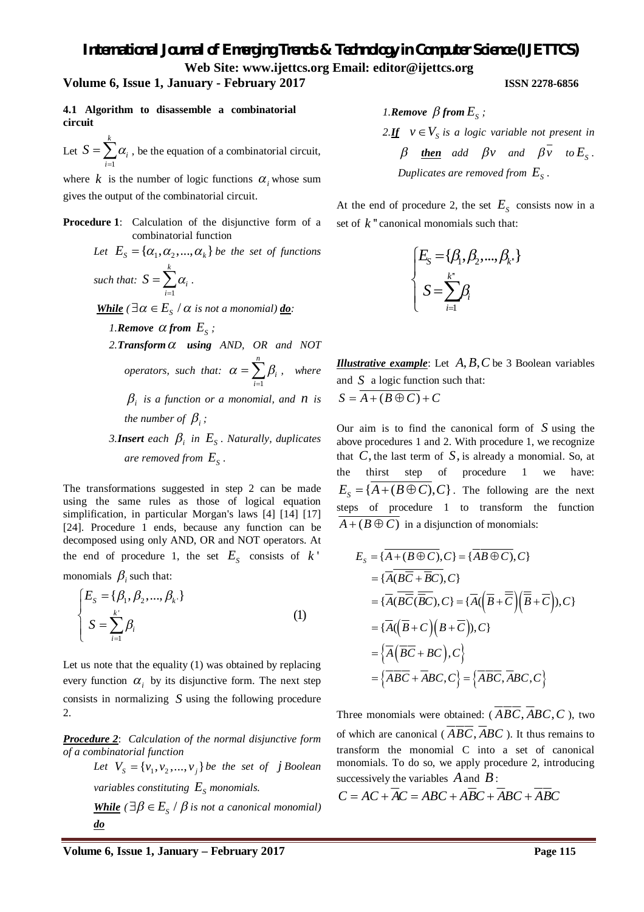**4.1 Algorithm to disassemble a combinatorial circuit**

Let $S = \sum_{i=1}^{k} \alpha_i$ , be the equation of a combinatorial circuit, where $k$ is the number of logic functions $\alpha_i$ whose sum gives the output of the combinatorial circuit.

**Procedure 1**: Calculation of the disjunctive form of a combinatorial function

> *Let* $E_S = \{\alpha_1, \alpha_2, ..., \alpha_k\}$ *be the set of functions such that:* $S = \sum_{i=1}^{k} \alpha_i$ .
>
> ***While*** *(* $\exists \alpha \in E_S \,/\, \alpha$ *is not a monomial)* ***do***:
>
> *1.**Remove*** $\alpha$ ***from*** $E_S$ *;*
>
> *2.**Transform*** $\alpha$ ***using*** *AND, OR and NOT operators, such that:* $\alpha = \sum_{i=1}^{n} \beta_i$ *, where* $\beta_i$ *is a function or a monomial, and* $n$ *is the number of* $\beta_i$ *;*
>
> *3.**Insert** each* $\beta_i$ *in* $E_S$ *. Naturally, duplicates are removed from* $E_S$ *.*

The transformations suggested in step 2 can be made using the same rules as those of logical equation simplification, in particular Morgan's laws [4] [14] [17] [24]. Procedure 1 ends, because any function can be decomposed using only AND, OR and NOT operators. At the end of procedure 1, the set $E_S$ consists of $k'$ monomials $\beta_i$ such that:

$$\begin{cases} E_S = \{\beta_1, \beta_2, ..., \beta_{k'}\} \\ S = \sum_{i=1}^{k'} \beta_i \end{cases} \qquad (1)$$

Let us note that the equality (1) was obtained by replacing every function $\alpha_i$ by its disjunctive form. The next step consists in normalizing $S$ using the following procedure 2.

***Procedure 2***: *Calculation of the normal disjunctive form of a combinatorial function*

> *Let* $V_S = \{v_1, v_2, ..., v_j\}$ *be the set of* $j$ *Boolean variables constituting* $E_S$ *monomials.*
>
> ***While*** *(* $\exists \beta \in E_S \,/\, \beta$ *is not a canonical monomial)* ***do***
>
> *1.**Remove*** $\beta$ ***from*** $E_S$ *;*
>
> *2.**If*** $v \in V_S$ *is a logic variable not present in* $\beta$ ***then*** *add* $\beta v$ *and* $\beta \overline{v}$ *to* $E_S$ *. Duplicates are removed from* $E_S$ *.*

At the end of procedure 2, the set $E_S$ consists now in a set of $k''$ canonical monomials such that:

$$\begin{cases} E_S = \{\beta_1, \beta_2, ..., \beta_{k''}\} \\ S = \sum_{i=1}^{k''} \beta_i \end{cases}$$

***Illustrative example***: Let $A, B, C$ be 3 Boolean variables and $S$ a logic function such that:
$S = \overline{A + (B \oplus C)} + C$

Our aim is to find the canonical form of $S$ using the above procedures 1 and 2. With procedure 1, we recognize that $C$, the last term of $S$, is already a monomial. So, at the thirst step of procedure 1 we have: $E_S = \{\overline{A + (B \oplus C)}, C\}$. The following are the next steps of procedure 1 to transform the function $\overline{A + (B \oplus C)}$ in a disjunction of monomials:

$$\begin{aligned}
E_S &= \{\overline{A + (B \oplus C)}, C\} = \{\overline{A}\,\overline{B \oplus C}, C\} \\
&= \{\overline{A}\,\overline{(B\overline{C} + \overline{B}C)}, C\} \\
&= \{\overline{A}(\overline{B\overline{C}}\;\overline{\overline{B}C}), C\} = \{\overline{A}\left(\overline{B} + \overline{\overline{C}}\right)\left(\overline{\overline{B}} + \overline{C}\right)), C\} \\
&= \{\overline{A}\left(\overline{B} + C\right)\left(B + \overline{C}\right)), C\} \\
&= \left\{\overline{A}\left(\overline{B}\,\overline{C} + BC\right), C\right\} \\
&= \left\{\overline{A}\,\overline{B}\,\overline{C} + \overline{A}BC, C\right\} = \left\{\overline{A}\,\overline{B}\,\overline{C}, \overline{A}BC, C\right\}
\end{aligned}$$

Three monomials were obtained: ( $\overline{A}\,\overline{B}\,\overline{C}, \overline{A}BC, C$ ), two of which are canonical ( $\overline{A}\,\overline{B}\,\overline{C}, \overline{A}BC$ ). It thus remains to transform the monomial C into a set of canonical monomials. To do so, we apply procedure 2, introducing successively the variables $A$ and $B$:

$$C = AC + \overline{A}C = ABC + A\overline{B}C + \overline{A}BC + \overline{A}\,\overline{B}C$$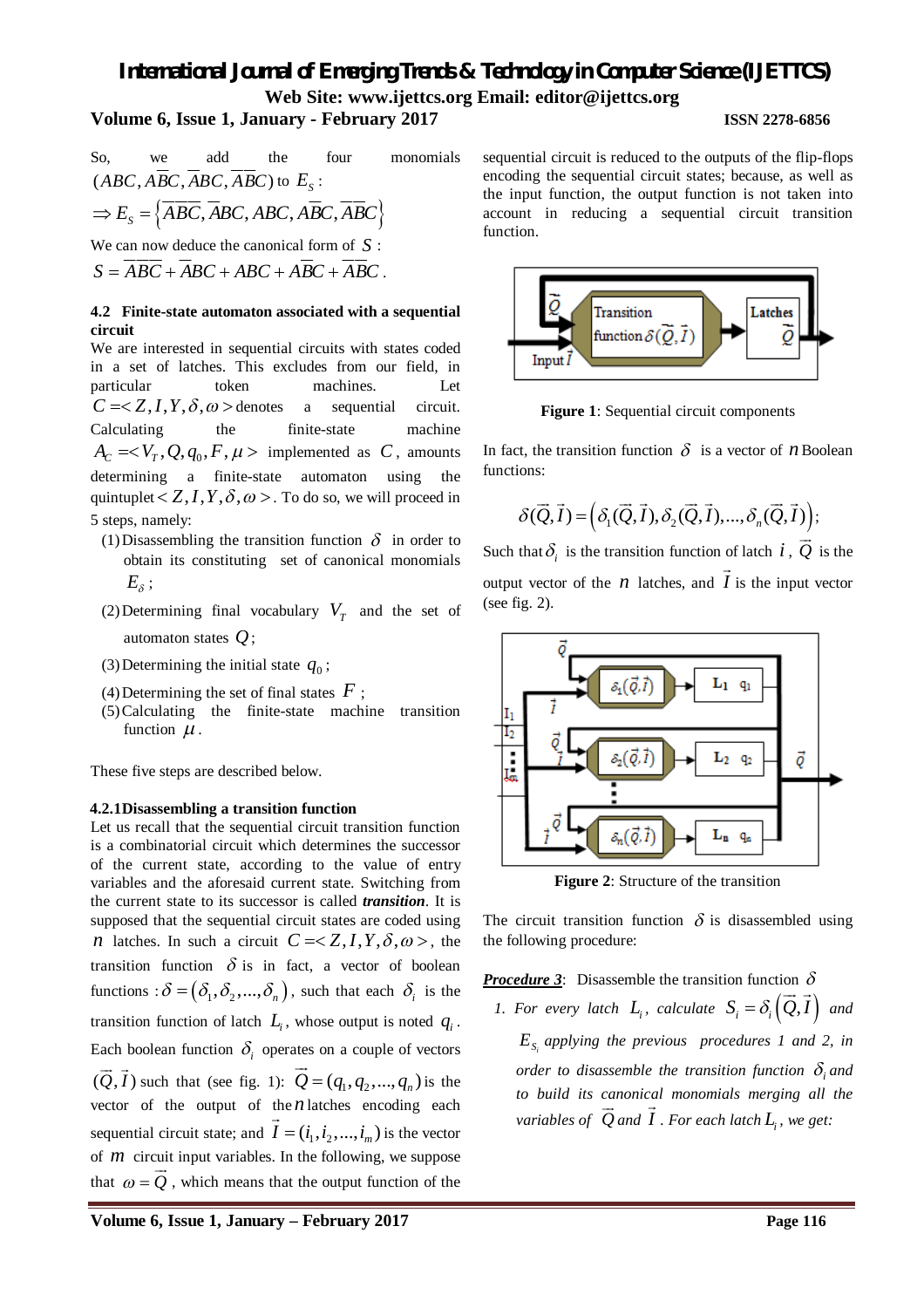So, we add the four monomials $(ABC, A\overline{B}C, \overline{A}BC, \overline{A}\overline{B}C)$ to $E_S$ :

$$\Rightarrow E_S = \left\{\overline{A}\overline{B}\overline{C}, \overline{A}BC, ABC, A\overline{B}C, \overline{A}\overline{B}C\right\}$$

We can now deduce the canonical form of $S$ :

$$S = \overline{A}\overline{B}\overline{C} + \overline{A}BC + ABC + A\overline{B}C + \overline{A}\overline{B}C .$$

### 4.2 Finite-state automaton associated with a sequential circuit

We are interested in sequential circuits with states coded in a set of latches. This excludes from our field, in particular token machines. Let $C =< Z, I, Y, \delta, \omega >$ denotes a sequential circuit. Calculating the finite-state machine $A_C =< V_T, Q, q_0, F, \mu >$ implemented as $C$, amounts determining a finite-state automaton using the quintuplet $< Z, I, Y, \delta, \omega >$. To do so, we will proceed in 5 steps, namely:

(1) Disassembling the transition function $\delta$ in order to obtain its constituting set of canonical monomials $E_\delta$ ;

(2) Determining final vocabulary $V_T$ and the set of automaton states $Q$;

(3) Determining the initial state $q_0$ ;

(4) Determining the set of final states $F$ ;

(5) Calculating the finite-state machine transition function $\mu$ .

These five steps are described below.

#### 4.2.1 Disassembling a transition function

Let us recall that the sequential circuit transition function is a combinatorial circuit which determines the successor of the current state, according to the value of entry variables and the aforesaid current state. Switching from the current state to its successor is called ***transition***. It is supposed that the sequential circuit states are coded using $n$ latches. In such a circuit $C =< Z, I, Y, \delta, \omega >$, the transition function $\delta$ is in fact, a vector of boolean functions : $\delta = (\delta_1, \delta_2, ..., \delta_n)$, such that each $\delta_i$ is the transition function of latch $L_i$, whose output is noted $q_i$ . Each boolean function $\delta_i$ operates on a couple of vectors $(\vec{Q}, \vec{I})$ such that (see fig. 1): $\vec{Q} = (q_1, q_2, ..., q_n)$ is the vector of the output of the $n$ latches encoding each sequential circuit state; and $\vec{I} = (i_1, i_2, ..., i_m)$ is the vector of $m$ circuit input variables. In the following, we suppose that $\omega = \vec{Q}$ , which means that the output function of the sequential circuit is reduced to the outputs of the flip-flops encoding the sequential circuit states; because, as well as the input function, the output function is not taken into account in reducing a sequential circuit transition function.

**Figure 1**: Sequential circuit components

In fact, the transition function $\delta$ is a vector of $n$ Boolean functions:

$$\delta(\vec{Q}, \vec{I}) = \left(\delta_1(\vec{Q}, \vec{I}), \delta_2(\vec{Q}, \vec{I}), ..., \delta_n(\vec{Q}, \vec{I})\right);$$

Such that $\delta_i$ is the transition function of latch $i$ , $\vec{Q}$ is the output vector of the $n$ latches, and $\vec{I}$ is the input vector (see fig. 2).

**Figure 2**: Structure of the transition

The circuit transition function $\delta$ is disassembled using the following procedure:

***Procedure 3***: Disassemble the transition function $\delta$

*1. For every latch $L_i$, calculate $S_i = \delta_i\left(\vec{Q}, \vec{I}\right)$ and $E_{S_i}$ applying the previous procedures 1 and 2, in order to disassemble the transition function $\delta_i$ and to build its canonical monomials merging all the variables of $\vec{Q}$ and $\vec{I}$ . For each latch $L_i$, we get:*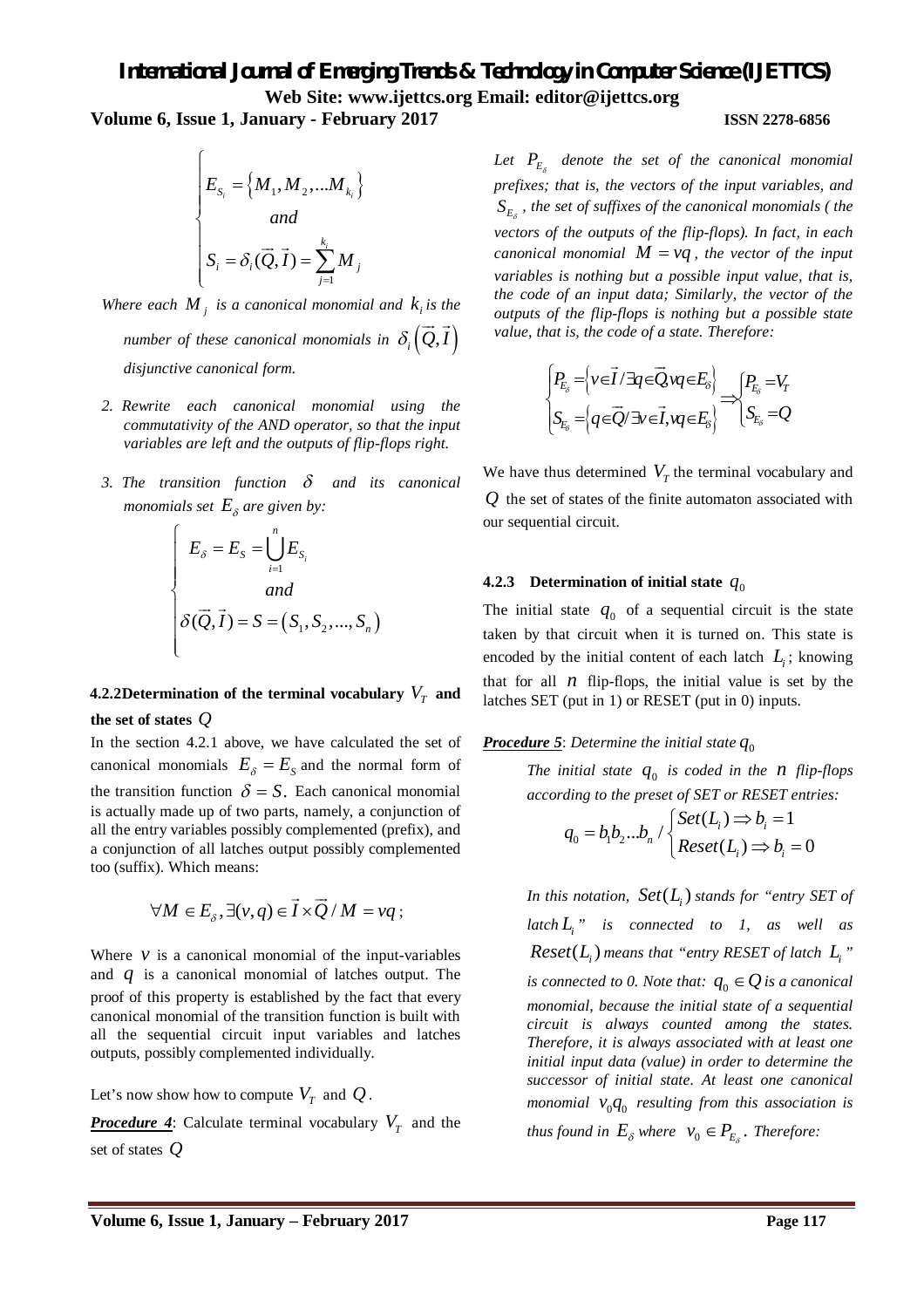$$\begin{cases} E_{S_i} = \left\{ M_1, M_2, ...M_{k_i} \right\} \\ \quad\quad and \\ S_i = \delta_i(\vec{Q}, \vec{I}) = \sum_{j=1}^{k_i} M_j \end{cases}$$

*Where each $M_j$ is a canonical monomial and $k_i$ is the number of these canonical monomials in $\delta_i\left(\vec{Q}, \vec{I}\right)$ disjunctive canonical form.*

2. *Rewrite each canonical monomial using the commutativity of the AND operator, so that the input variables are left and the outputs of flip-flops right.*

3. *The transition function $\delta$ and its canonical monomials set $E_\delta$ are given by:*

$$\begin{cases} E_\delta = E_S = \bigcup_{i=1}^{n} E_{S_i} \\ \quad\quad and \\ \delta(\vec{Q}, \vec{I}) = S = \left(S_1, S_2, ..., S_n\right) \end{cases}$$

#### 4.2.2 Determination of the terminal vocabulary $V_T$ and the set of states $Q$

In the section 4.2.1 above, we have calculated the set of canonical monomials $E_\delta = E_S$ and the normal form of the transition function $\delta = S$. Each canonical monomial is actually made up of two parts, namely, a conjunction of all the entry variables possibly complemented (prefix), and a conjunction of all latches output possibly complemented too (suffix). Which means:

$$\forall M \in E_\delta, \exists (v, q) \in \vec{I} \times \vec{Q} \,/\, M = vq \,;$$

Where $v$ is a canonical monomial of the input-variables and $q$ is a canonical monomial of latches output. The proof of this property is established by the fact that every canonical monomial of the transition function is built with all the sequential circuit input variables and latches outputs, possibly complemented individually.

Let's now show how to compute $V_T$ and $Q$.

***Procedure 4***: Calculate terminal vocabulary $V_T$ and the set of states $Q$

*Let $P_{E_\delta}$ denote the set of the canonical monomial prefixes; that is, the vectors of the input variables, and $S_{E_\delta}$, the set of suffixes of the canonical monomials ( the vectors of the outputs of the flip-flops). In fact, in each canonical monomial $M = vq$, the vector of the input variables is nothing but a possible input value, that is, the code of an input data; Similarly, the vector of the outputs of the flip-flops is nothing but a possible state value, that is, the code of a state. Therefore:*

$$\begin{cases} P_{E_\delta} = \left\{ v \in \vec{I} \,/\, \exists q \in \vec{Q}, vq \in E_\delta \right\} \\ S_{E_\delta} = \left\{ q \in \vec{Q} \,/\, \exists v \in \vec{I}, vq \in E_\delta \right\} \end{cases} \Rightarrow \begin{cases} P_{E_\delta} = V_T \\ S_{E_\delta} = Q \end{cases}$$

We have thus determined $V_T$ the terminal vocabulary and $Q$ the set of states of the finite automaton associated with our sequential circuit.

#### 4.2.3 Determination of initial state $q_0$

The initial state $q_0$ of a sequential circuit is the state taken by that circuit when it is turned on. This state is encoded by the initial content of each latch $L_i$; knowing that for all $n$ flip-flops, the initial value is set by the latches SET (put in 1) or RESET (put in 0) inputs.

***Procedure 5***: *Determine the initial state $q_0$*

*The initial state $q_0$ is coded in the $n$ flip-flops according to the preset of SET or RESET entries:*

$$q_0 = b_1 b_2 ... b_n \,/\, \begin{cases} Set(L_i) \Rightarrow b_i = 1 \\ Reset(L_i) \Rightarrow b_i = 0 \end{cases}$$

*In this notation, $Set(L_i)$ stands for "entry SET of latch $L_i$" is connected to 1, as well as $Reset(L_i)$ means that "entry RESET of latch $L_i$" is connected to 0. Note that: $q_0 \in Q$ is a canonical monomial, because the initial state of a sequential circuit is always counted among the states. Therefore, it is always associated with at least one initial input data (value) in order to determine the successor of initial state. At least one canonical monomial $v_0 q_0$ resulting from this association is thus found in $E_\delta$ where $v_0 \in P_{E_\delta}$. Therefore:*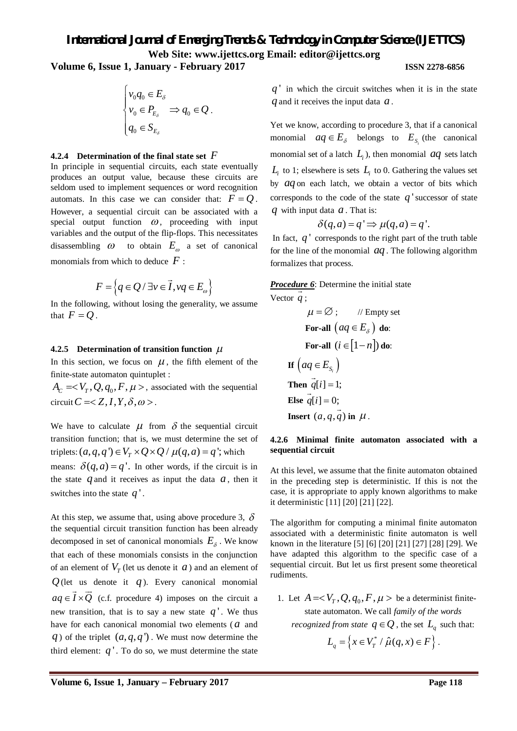$$\begin{cases} v_0 q_0 \in E_\delta \\ v_0 \in P_{E_\delta} \quad \Rightarrow q_0 \in Q. \\ q_0 \in S_{E_\delta} \end{cases}$$

### 4.2.4 Determination of the final state set $F$

In principle in sequential circuits, each state eventually produces an output value, because these circuits are seldom used to implement sequences or word recognition automats. In this case we can consider that: $F = Q$. However, a sequential circuit can be associated with a special output function $\omega$, proceeding with input variables and the output of the flip-flops. This necessitates disassembling $\omega$ to obtain $E_\omega$ a set of canonical monomials from which to deduce $F$ :

$$F = \left\{ q \in Q \,/\, \exists v \in \vec{I}, vq \in E_\omega \right\}$$

In the following, without losing the generality, we assume that $F = Q$.

### 4.2.5 Determination of transition function $\mu$

In this section, we focus on $\mu$, the fifth element of the finite-state automaton quintuplet :

$A_C = < V_T, Q, q_0, F, \mu >$, associated with the sequential circuit $C = < Z, I, Y, \delta, \omega >$.

We have to calculate $\mu$ from $\delta$ the sequential circuit transition function; that is, we must determine the set of triplets: $(a, q, q') \in V_T \times Q \times Q \,/\, \mu(q,a) = q'$; which means: $\delta(q,a) = q'$. In other words, if the circuit is in the state $q$ and it receives as input the data $a$, then it switches into the state $q'$.

At this step, we assume that, using above procedure 3, $\delta$ the sequential circuit transition function has been already decomposed in set of canonical monomials $E_\delta$. We know that each of these monomials consists in the conjunction of an element of $V_T$ (let us denote it $a$) and an element of $Q$ (let us denote it $q$). Every canonical monomial $aq \in \vec{I} \times \vec{Q}$ (c.f. procedure 4) imposes on the circuit a new transition, that is to say a new state $q'$. We thus have for each canonical monomial two elements ($a$ and $q$) of the triplet $(a, q, q')$. We must now determine the third element: $q'$. To do so, we must determine the state $q'$ in which the circuit switches when it is in the state $q$ and it receives the input data $a$.

Yet we know, according to procedure 3, that if a canonical monomial $aq \in E_\delta$ belongs to $E_{S_i}$ (the canonical monomial set of a latch $L_i$), then monomial $aq$ sets latch $L_i$ to 1; elsewhere is sets $L_i$ to 0. Gathering the values set by $aq$ on each latch, we obtain a vector of bits which corresponds to the code of the state $q'$ successor of state $q$ with input data $a$. That is:

$$\delta(q,a) = q' \Rightarrow \mu(q,a) = q'.$$

In fact, $q'$ corresponds to the right part of the truth table for the line of the monomial $aq$. The following algorithm formalizes that process.

***Procedure 6***: Determine the initial state

Vector $\vec{q}$ ;

```
μ = ∅ ;        // Empty set
For-all (aq ∈ E_δ) do:
    For-all (i ∈ [1−n]) do:
        If (aq ∈ E_{S_i})
        Then q⃗[i] = 1;
        Else q⃗[i] = 0;
    Insert (a, q, q⃗) in μ.
```

### 4.2.6 Minimal finite automaton associated with a sequential circuit

At this level, we assume that the finite automaton obtained in the preceding step is deterministic. If this is not the case, it is appropriate to apply known algorithms to make it deterministic [11] [20] [21] [22].

The algorithm for computing a minimal finite automaton associated with a deterministic finite automaton is well known in the literature [5] [6] [20] [21] [27] [28] [29]. We have adapted this algorithm to the specific case of a sequential circuit. But let us first present some theoretical rudiments.

1. Let $A = < V_T, Q, q_0, F, \mu >$ be a determinist finite-state automaton. We call *family of the words recognized from state* $q \in Q$, the set $L_q$ such that:

$$L_q = \left\{ x \in V_T^* \,/\, \hat{\mu}(q, x) \in F \right\}.$$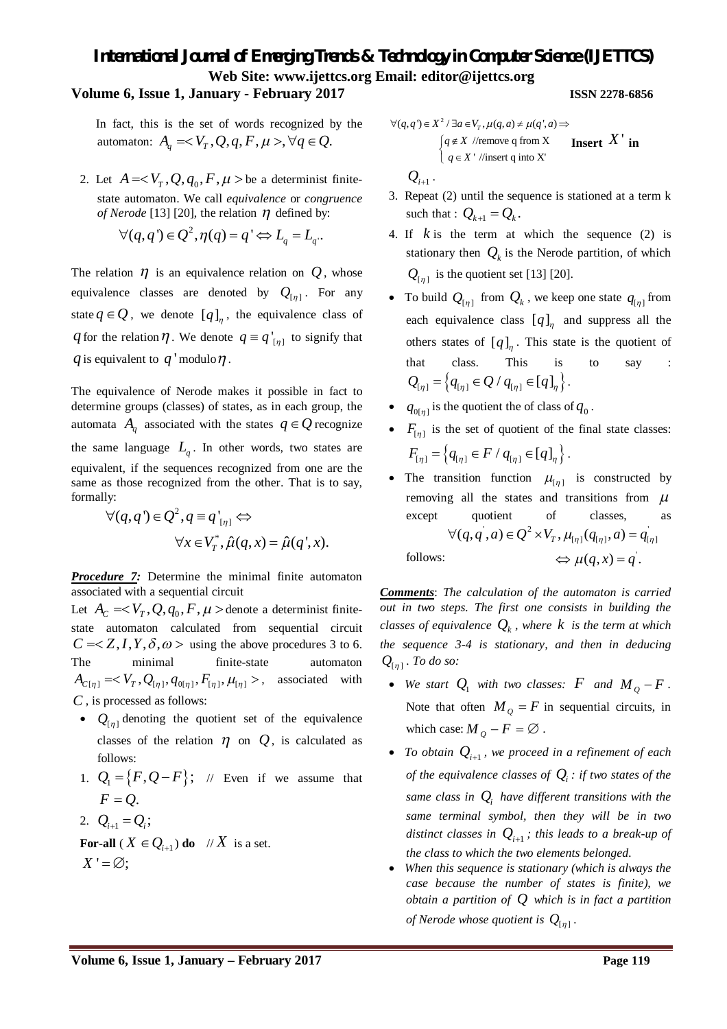In fact, this is the set of words recognized by the automaton: $A_q = <V_T, Q, q, F, \mu>, \forall q \in Q.$

2. Let $A = <V_T, Q, q_0, F, \mu>$ be a determinist finite-state automaton. We call *equivalence* or *congruence of Nerode* [13] [20], the relation $\eta$ defined by:

$$\forall (q,q') \in Q^2, \eta(q) = q' \Leftrightarrow L_q = L_{q'}.$$

The relation $\eta$ is an equivalence relation on $Q$, whose equivalence classes are denoted by $Q_{[\eta]}$. For any state $q \in Q$, we denote $[q]_\eta$, the equivalence class of $q$ for the relation $\eta$. We denote $q \equiv q'_{[\eta]}$ to signify that $q$ is equivalent to $q'$ modulo $\eta$.

The equivalence of Nerode makes it possible in fact to determine groups (classes) of states, as in each group, the automata $A_q$ associated with the states $q \in Q$ recognize the same language $L_q$. In other words, two states are equivalent, if the sequences recognized from one are the same as those recognized from the other. That is to say, formally:

$$\forall (q,q') \in Q^2, q \equiv q'_{[\eta]} \Leftrightarrow \forall x \in V_T^*, \hat{\mu}(q,x) = \hat{\mu}(q',x).$$

***Procedure 7:*** Determine the minimal finite automaton associated with a sequential circuit

Let $A_C = <V_T, Q, q_0, F, \mu>$ denote a determinist finite-state automaton calculated from sequential circuit $C = <Z, I, Y, \delta, \omega>$ using the above procedures 3 to 6. The minimal finite-state automaton $A_{C[\eta]} = <V_T, Q_{[\eta]}, q_{0[\eta]}, F_{[\eta]}, \mu_{[\eta]}>$, associated with $C$, is processed as follows:

- $Q_{[\eta]}$ denoting the quotient set of the equivalence classes of the relation $\eta$ on $Q$, is calculated as follows:

1. $Q_1 = \{F, Q - F\}$; // Even if we assume that $F = Q$.
2. $Q_{i+1} = Q_i$;

   **For-all** ($X \in Q_{i+1}$) **do** // $X$ is a set.
   $X' = \emptyset$;

   $\forall (q,q') \in X^2 / \exists a \in V_T, \mu(q,a) \neq \mu(q',a) \Rightarrow$
   $\begin{cases} q \notin X & \text{//remove q from X} \\ q \in X' & \text{//insert q into X'} \end{cases}$ **Insert** $X'$ **in** $Q_{i+1}$.
3. Repeat (2) until the sequence is stationed at a term k such that : $Q_{k+1} = Q_k$.
4. If $k$ is the term at which the sequence (2) is stationary then $Q_k$ is the Nerode partition, of which $Q_{[\eta]}$ is the quotient set [13] [20].

- To build $Q_{[\eta]}$ from $Q_k$, we keep one state $q_{[\eta]}$ from each equivalence class $[q]_\eta$ and suppress all the others states of $[q]_\eta$. This state is the quotient of that class. This is to say : $Q_{[\eta]} = \{q_{[\eta]} \in Q / q_{[\eta]} \in [q]_\eta\}$.
- $q_{0[\eta]}$ is the quotient the of class of $q_0$.
- $F_{[\eta]}$ is the set of quotient of the final state classes: $F_{[\eta]} = \{q_{[\eta]} \in F / q_{[\eta]} \in [q]_\eta\}$.
- The transition function $\mu_{[\eta]}$ is constructed by removing all the states and transitions from $\mu$ except quotient of classes, as follows: $\forall (q,q',a) \in Q^2 \times V_T, \mu_{[\eta]}(q_{[\eta]},a) = q'_{[\eta]} \Leftrightarrow \mu(q,x) = q'$.

***Comments***: *The calculation of the automaton is carried out in two steps. The first one consists in building the classes of equivalence $Q_k$, where $k$ is the term at which the sequence 3-4 is stationary, and then in deducing $Q_{[\eta]}$. To do so:*

- *We start $Q_1$ with two classes: $F$ and $M_Q - F$.* Note that often $M_Q = F$ in sequential circuits, in which case: $M_Q - F = \emptyset$.
- *To obtain $Q_{i+1}$, we proceed in a refinement of each of the equivalence classes of $Q_i$: if two states of the same class in $Q_i$ have different transitions with the same terminal symbol, then they will be in two distinct classes in $Q_{i+1}$; this leads to a break-up of the class to which the two elements belonged.*
- *When this sequence is stationary (which is always the case because the number of states is finite), we obtain a partition of $Q$ which is in fact a partition of Nerode whose quotient is $Q_{[\eta]}$.*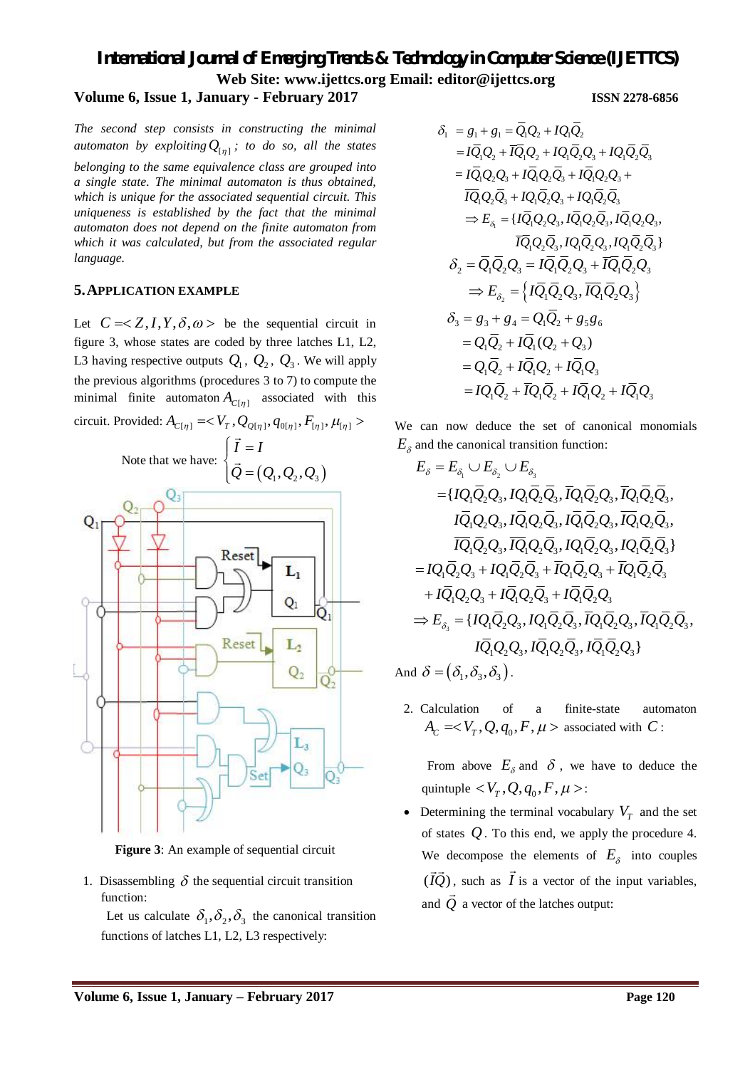*The second step consists in constructing the minimal automaton by exploiting $Q_{[\eta]}$; to do so, all the states belonging to the same equivalence class are grouped into a single state. The minimal automaton is thus obtained, which is unique for the associated sequential circuit. This uniqueness is established by the fact that the minimal automaton does not depend on the finite automaton from which it was calculated, but from the associated regular language.*

## 5. APPLICATION EXAMPLE

Let $C = < Z, I, Y, \delta, \omega >$ be the sequential circuit in figure 3, whose states are coded by three latches L1, L2, L3 having respective outputs $Q_1$, $Q_2$, $Q_3$. We will apply the previous algorithms (procedures 3 to 7) to compute the minimal finite automaton $A_{C[\eta]}$ associated with this circuit. Provided: $A_{C[\eta]} = < V_T, Q_{Q[\eta]}, q_{0[\eta]}, F_{[\eta]}, \mu_{[\eta]} >$

Note that we have: $\begin{cases} \vec{I} = I \\ \vec{Q} = (Q_1, Q_2, Q_3) \end{cases}$

**Figure 3**: An example of sequential circuit

1. Disassembling $\delta$ the sequential circuit transition function:

   Let us calculate $\delta_1, \delta_2, \delta_3$ the canonical transition functions of latches L1, L2, L3 respectively:

$$\begin{aligned}
\delta_1 &= g_1 + g_1 = \overline{Q}_1 Q_2 + I Q_1 \overline{Q}_2 \\
&= I\overline{Q}_1 Q_2 + \overline{I}\overline{Q}_1 Q_2 + I Q_1 \overline{Q}_2 Q_3 + I Q_1 \overline{Q}_2 \overline{Q}_3 \\
&= I\overline{Q}_1 Q_2 Q_3 + I\overline{Q}_1 Q_2 \overline{Q}_3 + \overline{I}\overline{Q}_1 Q_2 Q_3 + \\
&\quad \overline{I}\overline{Q}_1 Q_2 \overline{Q}_3 + I Q_1 \overline{Q}_2 Q_3 + I Q_1 \overline{Q}_2 \overline{Q}_3 \\
&\Rightarrow E_{\delta_1} = \{ I\overline{Q}_1 Q_2 Q_3, I\overline{Q}_1 Q_2 \overline{Q}_3, \overline{I}\overline{Q}_1 Q_2 Q_3, \\
&\qquad \overline{I}\overline{Q}_1 Q_2 \overline{Q}_3, I Q_1 \overline{Q}_2 Q_3, I Q_1 \overline{Q}_2 \overline{Q}_3 \}
\end{aligned}$$

$$\begin{aligned}
\delta_2 &= \overline{Q}_1 \overline{Q}_2 Q_3 = I\overline{Q}_1 \overline{Q}_2 Q_3 + \overline{I}\overline{Q}_1 \overline{Q}_2 Q_3 \\
&\Rightarrow E_{\delta_2} = \left\{ I\overline{Q}_1 \overline{Q}_2 Q_3, \overline{I}\overline{Q}_1 \overline{Q}_2 Q_3 \right\}
\end{aligned}$$

$$\begin{aligned}
\delta_3 &= g_3 + g_4 = Q_1 \overline{Q}_2 + g_5 g_6 \\
&= Q_1 \overline{Q}_2 + I\overline{Q}_1 (Q_2 + Q_3) \\
&= Q_1 \overline{Q}_2 + I\overline{Q}_1 Q_2 + I\overline{Q}_1 Q_3 \\
&= I Q_1 \overline{Q}_2 + \overline{I} Q_1 \overline{Q}_2 + I\overline{Q}_1 Q_2 + I\overline{Q}_1 Q_3
\end{aligned}$$

We can now deduce the set of canonical monomials $E_\delta$ and the canonical transition function:

$$\begin{aligned}
E_\delta &= E_{\delta_1} \cup E_{\delta_2} \cup E_{\delta_3} \\
&= \{ I Q_1 \overline{Q}_2 Q_3, I Q_1 \overline{Q}_2 \overline{Q}_3, \overline{I} Q_1 \overline{Q}_2 Q_3, \overline{I} Q_1 \overline{Q}_2 \overline{Q}_3, \\
&\quad I\overline{Q}_1 Q_2 Q_3, I\overline{Q}_1 Q_2 \overline{Q}_3, \overline{I}\overline{Q}_1 Q_2 Q_3, \overline{I}\overline{Q}_1 Q_2 \overline{Q}_3, \\
&\quad \overline{I}\overline{Q}_1 \overline{Q}_2 Q_3, \overline{I}\overline{Q}_1 Q_2 Q_3, I Q_1 \overline{Q}_2 Q_3, I Q_1 \overline{Q}_2 \overline{Q}_3 \} \\
&= I Q_1 \overline{Q}_2 Q_3 + I Q_1 \overline{Q}_2 \overline{Q}_3 + \overline{I} Q_1 \overline{Q}_2 Q_3 + \overline{I} Q_1 \overline{Q}_2 \overline{Q}_3 \\
&\quad + I\overline{Q}_1 Q_2 Q_3 + I\overline{Q}_1 Q_2 \overline{Q}_3 + I\overline{Q}_1 \overline{Q}_2 Q_3 \\
&\Rightarrow E_{\delta_3} = \{ I Q_1 \overline{Q}_2 Q_3, I Q_1 \overline{Q}_2 \overline{Q}_3, \overline{I} Q_1 \overline{Q}_2 Q_3, \overline{I} Q_1 \overline{Q}_2 \overline{Q}_3, \\
&\qquad I\overline{Q}_1 Q_2 Q_3, I\overline{Q}_1 Q_2 \overline{Q}_3, I\overline{Q}_1 \overline{Q}_2 Q_3 \}
\end{aligned}$$

And $\delta = (\delta_1, \delta_3, \delta_3)$.

2. Calculation of a finite-state automaton $A_C = < V_T, Q, q_0, F, \mu >$ associated with $C$:

   From above $E_\delta$ and $\delta$, we have to deduce the quintuple $< V_T, Q, q_0, F, \mu >$:

- Determining the terminal vocabulary $V_T$ and the set of states $Q$. To this end, we apply the procedure 4. We decompose the elements of $E_\delta$ into couples $(\vec{I}\vec{Q})$, such as $\vec{I}$ is a vector of the input variables, and $\vec{Q}$ a vector of the latches output: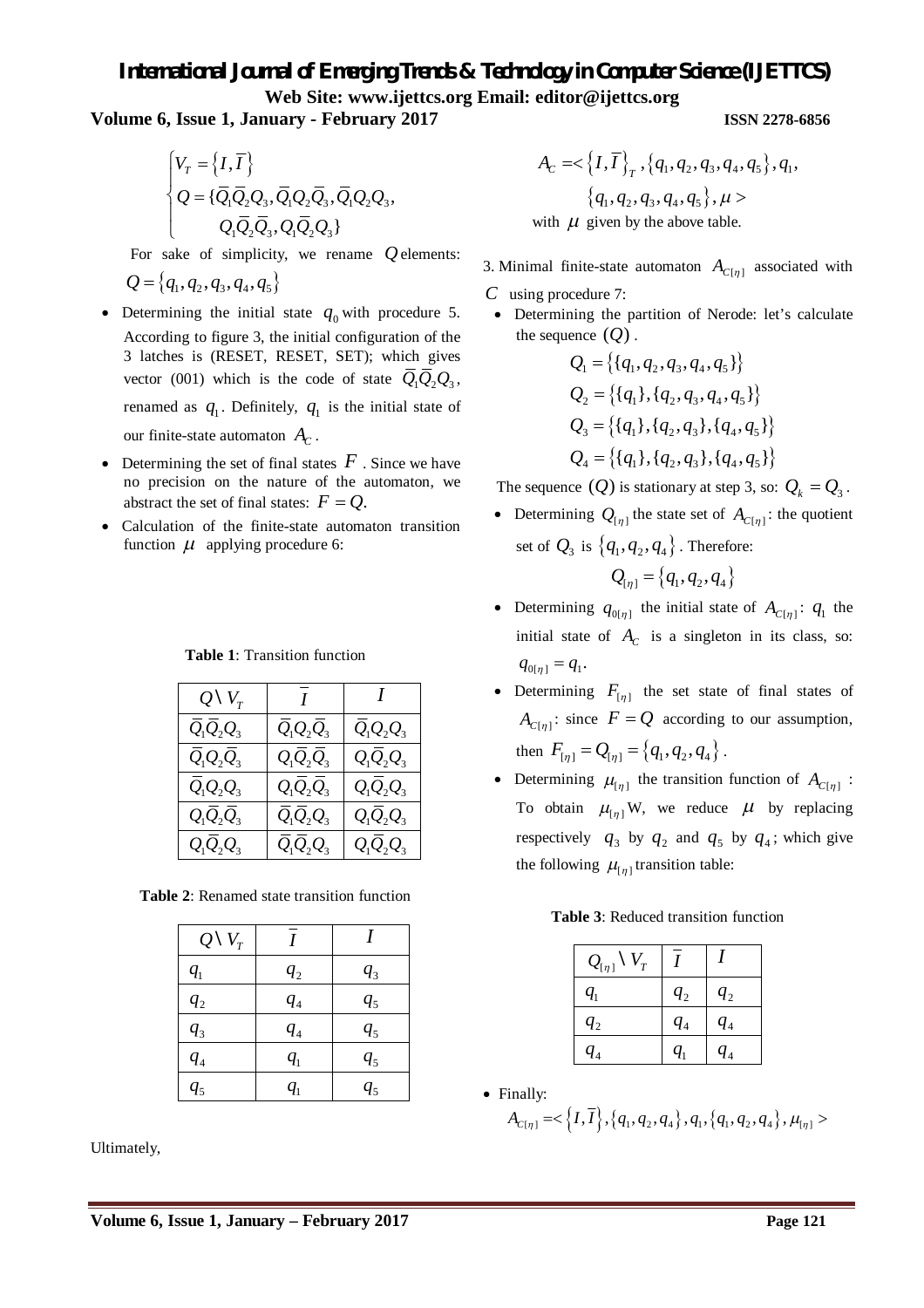$$\begin{cases} V_T = \{I, \bar{I}\} \\ Q = \{\bar{Q}_1\bar{Q}_2Q_3, \bar{Q}_1Q_2\bar{Q}_3, \bar{Q}_1Q_2Q_3, \\ \quad Q_1\bar{Q}_2\bar{Q}_3, Q_1\bar{Q}_2Q_3\} \end{cases}$$

For sake of simplicity, we rename $Q$ elements: $Q = \{q_1, q_2, q_3, q_4, q_5\}$

- Determining the initial state $q_0$ with procedure 5. According to figure 3, the initial configuration of the 3 latches is (RESET, RESET, SET); which gives vector (001) which is the code of state $\bar{Q}_1\bar{Q}_2Q_3$, renamed as $q_1$. Definitely, $q_1$ is the initial state of our finite-state automaton $A_C$.
- Determining the set of final states $F$. Since we have no precision on the nature of the automaton, we abstract the set of final states: $F = Q$.
- Calculation of the finite-state automaton transition function $\mu$ applying procedure 6:

**Table 1**: Transition function

| $Q \setminus V_T$ | $\bar{I}$ | $I$ |
|---|---|---|
| $\bar{Q}_1\bar{Q}_2Q_3$ | $\bar{Q}_1Q_2\bar{Q}_3$ | $\bar{Q}_1Q_2Q_3$ |
| $\bar{Q}_1Q_2\bar{Q}_3$ | $Q_1\bar{Q}_2\bar{Q}_3$ | $Q_1\bar{Q}_2Q_3$ |
| $\bar{Q}_1Q_2Q_3$ | $Q_1\bar{Q}_2\bar{Q}_3$ | $Q_1\bar{Q}_2Q_3$ |
| $Q_1\bar{Q}_2\bar{Q}_3$ | $\bar{Q}_1\bar{Q}_2Q_3$ | $Q_1\bar{Q}_2Q_3$ |
| $Q_1\bar{Q}_2Q_3$ | $\bar{Q}_1\bar{Q}_2Q_3$ | $Q_1\bar{Q}_2Q_3$ |

**Table 2**: Renamed state transition function

| $Q \setminus V_T$ | $\bar{I}$ | $I$ |
|---|---|---|
| $q_1$ | $q_2$ | $q_3$ |
| $q_2$ | $q_4$ | $q_5$ |
| $q_3$ | $q_4$ | $q_5$ |
| $q_4$ | $q_1$ | $q_5$ |
| $q_5$ | $q_1$ | $q_5$ |

Ultimately,

$$A_C = < \{I, \bar{I}\}_T, \{q_1, q_2, q_3, q_4, q_5\}, q_1, \{q_1, q_2, q_3, q_4, q_5\}, \mu >$$

with $\mu$ given by the above table.

3. Minimal finite-state automaton $A_{C[\eta]}$ associated with $C$ using procedure 7:

- Determining the partition of Nerode: let's calculate the sequence $(Q)$.

$$Q_1 = \{\{q_1, q_2, q_3, q_4, q_5\}\}$$
$$Q_2 = \{\{q_1\}, \{q_2, q_3, q_4, q_5\}\}$$
$$Q_3 = \{\{q_1\}, \{q_2, q_3\}, \{q_4, q_5\}\}$$
$$Q_4 = \{\{q_1\}, \{q_2, q_3\}, \{q_4, q_5\}\}$$

The sequence $(Q)$ is stationary at step 3, so: $Q_k = Q_3$.

- Determining $Q_{[\eta]}$ the state set of $A_{C[\eta]}$: the quotient set of $Q_3$ is $\{q_1, q_2, q_4\}$. Therefore:

$$Q_{[\eta]} = \{q_1, q_2, q_4\}$$

- Determining $q_{0[\eta]}$ the initial state of $A_{C[\eta]}$: $q_1$ the initial state of $A_C$ is a singleton in its class, so: $q_{0[\eta]} = q_1$.
- Determining $F_{[\eta]}$ the set state of final states of $A_{C[\eta]}$: since $F = Q$ according to our assumption, then $F_{[\eta]} = Q_{[\eta]} = \{q_1, q_2, q_4\}$.
- Determining $\mu_{[\eta]}$ the transition function of $A_{C[\eta]}$: To obtain $\mu_{[\eta]}$W, we reduce $\mu$ by replacing respectively $q_3$ by $q_2$ and $q_5$ by $q_4$; which give the following $\mu_{[\eta]}$ transition table:

**Table 3**: Reduced transition function

| $Q_{[\eta]} \setminus V_T$ | $\bar{I}$ | $I$ |
|---|---|---|
| $q_1$ | $q_2$ | $q_2$ |
| $q_2$ | $q_4$ | $q_4$ |
| $q_4$ | $q_1$ | $q_4$ |

- Finally:

$$A_{C[\eta]} = < \{I, \bar{I}\}, \{q_1, q_2, q_4\}, q_1, \{q_1, q_2, q_4\}, \mu_{[\eta]} >$$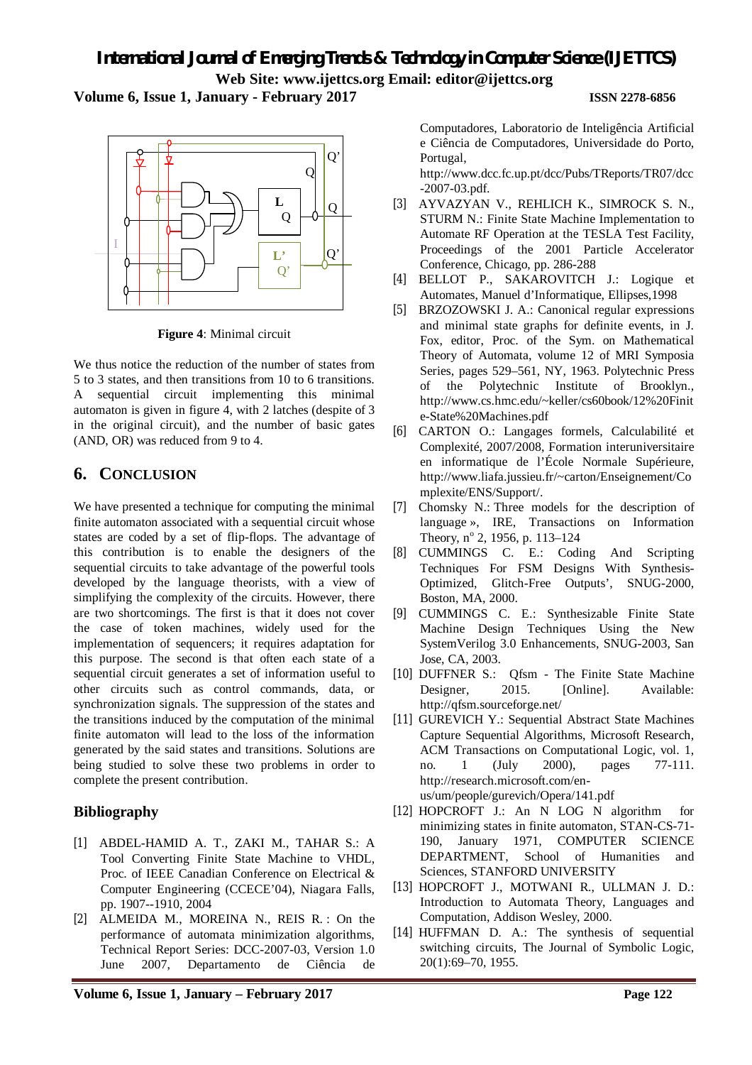**Figure 4**: Minimal circuit

We thus notice the reduction of the number of states from 5 to 3 states, and then transitions from 10 to 6 transitions. A sequential circuit implementing this minimal automaton is given in figure 4, with 2 latches (despite of 3 in the original circuit), and the number of basic gates (AND, OR) was reduced from 9 to 4.

## 6. CONCLUSION

We have presented a technique for computing the minimal finite automaton associated with a sequential circuit whose states are coded by a set of flip-flops. The advantage of this contribution is to enable the designers of the sequential circuits to take advantage of the powerful tools developed by the language theorists, with a view of simplifying the complexity of the circuits. However, there are two shortcomings. The first is that it does not cover the case of token machines, widely used for the implementation of sequencers; it requires adaptation for this purpose. The second is that often each state of a sequential circuit generates a set of information useful to other circuits such as control commands, data, or synchronization signals. The suppression of the states and the transitions induced by the computation of the minimal finite automaton will lead to the loss of the information generated by the said states and transitions. Solutions are being studied to solve these two problems in order to complete the present contribution.

## Bibliography

[1] ABDEL-HAMID A. T., ZAKI M., TAHAR S.: A Tool Converting Finite State Machine to VHDL, Proc. of IEEE Canadian Conference on Electrical & Computer Engineering (CCECE'04), Niagara Falls, pp. 1907--1910, 2004

[2] ALMEIDA M., MOREINA N., REIS R. : On the performance of automata minimization algorithms, Technical Report Series: DCC-2007-03, Version 1.0 June 2007, Departamento de Ciência de Computadores, Laboratorio de Inteligência Artificial e Ciência de Computadores, Universidade do Porto, Portugal, http://www.dcc.fc.up.pt/dcc/Pubs/TReports/TR07/dcc-2007-03.pdf.

[3] AYVAZYAN V., REHLICH K., SIMROCK S. N., STURM N.: Finite State Machine Implementation to Automate RF Operation at the TESLA Test Facility, Proceedings of the 2001 Particle Accelerator Conference, Chicago, pp. 286-288

[4] BELLOT P., SAKAROVITCH J.: Logique et Automates, Manuel d'Informatique, Ellipses,1998

[5] BRZOZOWSKI J. A.: Canonical regular expressions and minimal state graphs for definite events, in J. Fox, editor, Proc. of the Sym. on Mathematical Theory of Automata, volume 12 of MRI Symposia Series, pages 529–561, NY, 1963. Polytechnic Press of the Polytechnic Institute of Brooklyn., http://www.cs.hmc.edu/~keller/cs60book/12%20Finite-State%20Machines.pdf

[6] CARTON O.: Langages formels, Calculabilité et Complexité, 2007/2008, Formation interuniversitaire en informatique de l'École Normale Supérieure, http://www.liafa.jussieu.fr/~carton/Enseignement/Complexite/ENS/Support/.

[7] Chomsky N.: Three models for the description of language », IRE, Transactions on Information Theory, n° 2, 1956, p. 113–124

[8] CUMMINGS C. E.: Coding And Scripting Techniques For FSM Designs With Synthesis-Optimized, Glitch-Free Outputs', SNUG-2000, Boston, MA, 2000.

[9] CUMMINGS C. E.: Synthesizable Finite State Machine Design Techniques Using the New SystemVerilog 3.0 Enhancements, SNUG-2003, San Jose, CA, 2003.

[10] DUFFNER S.: Qfsm - The Finite State Machine Designer, 2015. [Online]. Available: http://qfsm.sourceforge.net/

[11] GUREVICH Y.: Sequential Abstract State Machines Capture Sequential Algorithms, Microsoft Research, ACM Transactions on Computational Logic, vol. 1, no. 1 (July 2000), pages 77-111. http://research.microsoft.com/en-us/um/people/gurevich/Opera/141.pdf

[12] HOPCROFT J.: An N LOG N algorithm for minimizing states in finite automaton, STAN-CS-71-190, January 1971, COMPUTER SCIENCE DEPARTMENT, School of Humanities and Sciences, STANFORD UNIVERSITY

[13] HOPCROFT J., MOTWANI R., ULLMAN J. D.: Introduction to Automata Theory, Languages and Computation, Addison Wesley, 2000.

[14] HUFFMAN D. A.: The synthesis of sequential switching circuits, The Journal of Symbolic Logic, 20(1):69–70, 1955.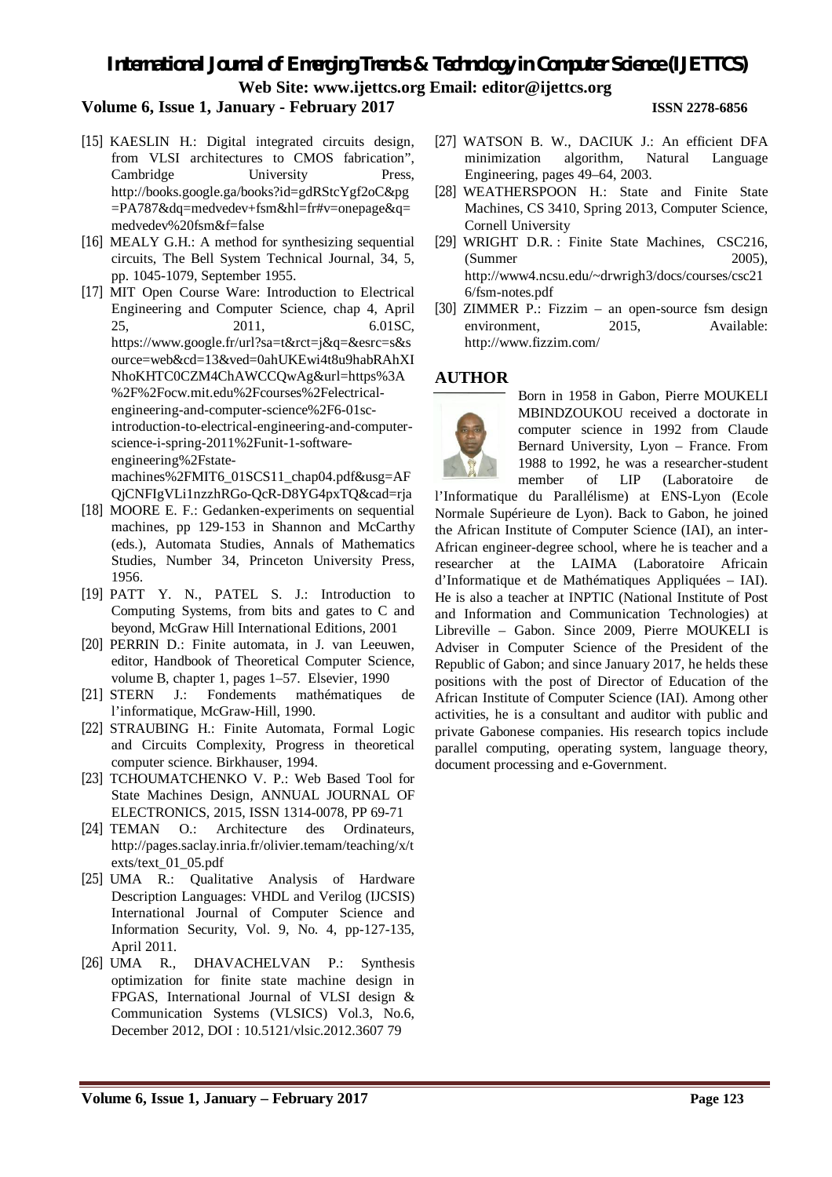[15] KAESLIN H.: Digital integrated circuits design, from VLSI architectures to CMOS fabrication", Cambridge University Press, http://books.google.ga/books?id=gdRStcYgf2oC&pg=PA787&dq=medvedev+fsm&hl=fr#v=onepage&q=medvedev%20fsm&f=false

[16] MEALY G.H.: A method for synthesizing sequential circuits, The Bell System Technical Journal, 34, 5, pp. 1045-1079, September 1955.

[17] MIT Open Course Ware: Introduction to Electrical Engineering and Computer Science, chap 4, April 25, 2011, 6.01SC, https://www.google.fr/url?sa=t&rct=j&q=&esrc=s&source=web&cd=13&ved=0ahUKEwi4t8u9habRAhXINhoKHTC0CZM4ChAWCCQwAg&url=https%3A%2F%2Focw.mit.edu%2Fcourses%2Felectrical-engineering-and-computer-science%2F6-01sc-introduction-to-electrical-engineering-and-computer-science-i-spring-2011%2Funit-1-software-engineering%2Fstate-machines%2FMIT6_01SCS11_chap04.pdf&usg=AFQjCNFIgVLi1nzzhRGo-QcR-D8YG4pxTQ&cad=rja

[18] MOORE E. F.: Gedanken-experiments on sequential machines, pp 129-153 in Shannon and McCarthy (eds.), Automata Studies, Annals of Mathematics Studies, Number 34, Princeton University Press, 1956.

[19] PATT Y. N., PATEL S. J.: Introduction to Computing Systems, from bits and gates to C and beyond, McGraw Hill International Editions, 2001

[20] PERRIN D.: Finite automata, in J. van Leeuwen, editor, Handbook of Theoretical Computer Science, volume B, chapter 1, pages 1–57. Elsevier, 1990

[21] STERN J.: Fondements mathématiques de l'informatique, McGraw-Hill, 1990.

[22] STRAUBING H.: Finite Automata, Formal Logic and Circuits Complexity, Progress in theoretical computer science. Birkhauser, 1994.

[23] TCHOUMATCHENKO V. P.: Web Based Tool for State Machines Design, ANNUAL JOURNAL OF ELECTRONICS, 2015, ISSN 1314-0078, PP 69-71

[24] TEMAN O.: Architecture des Ordinateurs, http://pages.saclay.inria.fr/olivier.temam/teaching/x/texts/text_01_05.pdf

[25] UMA R.: Qualitative Analysis of Hardware Description Languages: VHDL and Verilog (IJCSIS) International Journal of Computer Science and Information Security, Vol. 9, No. 4, pp-127-135, April 2011.

[26] UMA R., DHAVACHELVAN P.: Synthesis optimization for finite state machine design in FPGAS, International Journal of VLSI design & Communication Systems (VLSICS) Vol.3, No.6, December 2012, DOI : 10.5121/vlsic.2012.3607 79

[27] WATSON B. W., DACIUK J.: An efficient DFA minimization algorithm, Natural Language Engineering, pages 49–64, 2003.

[28] WEATHERSPOON H.: State and Finite State Machines, CS 3410, Spring 2013, Computer Science, Cornell University

[29] WRIGHT D.R. : Finite State Machines, CSC216, (Summer 2005), http://www4.ncsu.edu/~drwrigh3/docs/courses/csc216/fsm-notes.pdf

[30] ZIMMER P.: Fizzim – an open-source fsm design environment, 2015, Available: http://www.fizzim.com/

## AUTHOR

Born in 1958 in Gabon, Pierre MOUKELI MBINDZOUKOU received a doctorate in computer science in 1992 from Claude Bernard University, Lyon – France. From 1988 to 1992, he was a researcher-student member of LIP (Laboratoire de l'Informatique du Parallélisme) at ENS-Lyon (Ecole Normale Supérieure de Lyon). Back to Gabon, he joined the African Institute of Computer Science (IAI), an inter-African engineer-degree school, where he is teacher and a researcher at the LAIMA (Laboratoire Africain d'Informatique et de Mathématiques Appliquées – IAI). He is also a teacher at INPTIC (National Institute of Post and Information and Communication Technologies) at Libreville – Gabon. Since 2009, Pierre MOUKELI is Adviser in Computer Science of the President of the Republic of Gabon; and since January 2017, he helds these positions with the post of Director of Education of the African Institute of Computer Science (IAI). Among other activities, he is a consultant and auditor with public and private Gabonese companies. His research topics include parallel computing, operating system, language theory, document processing and e-Government.